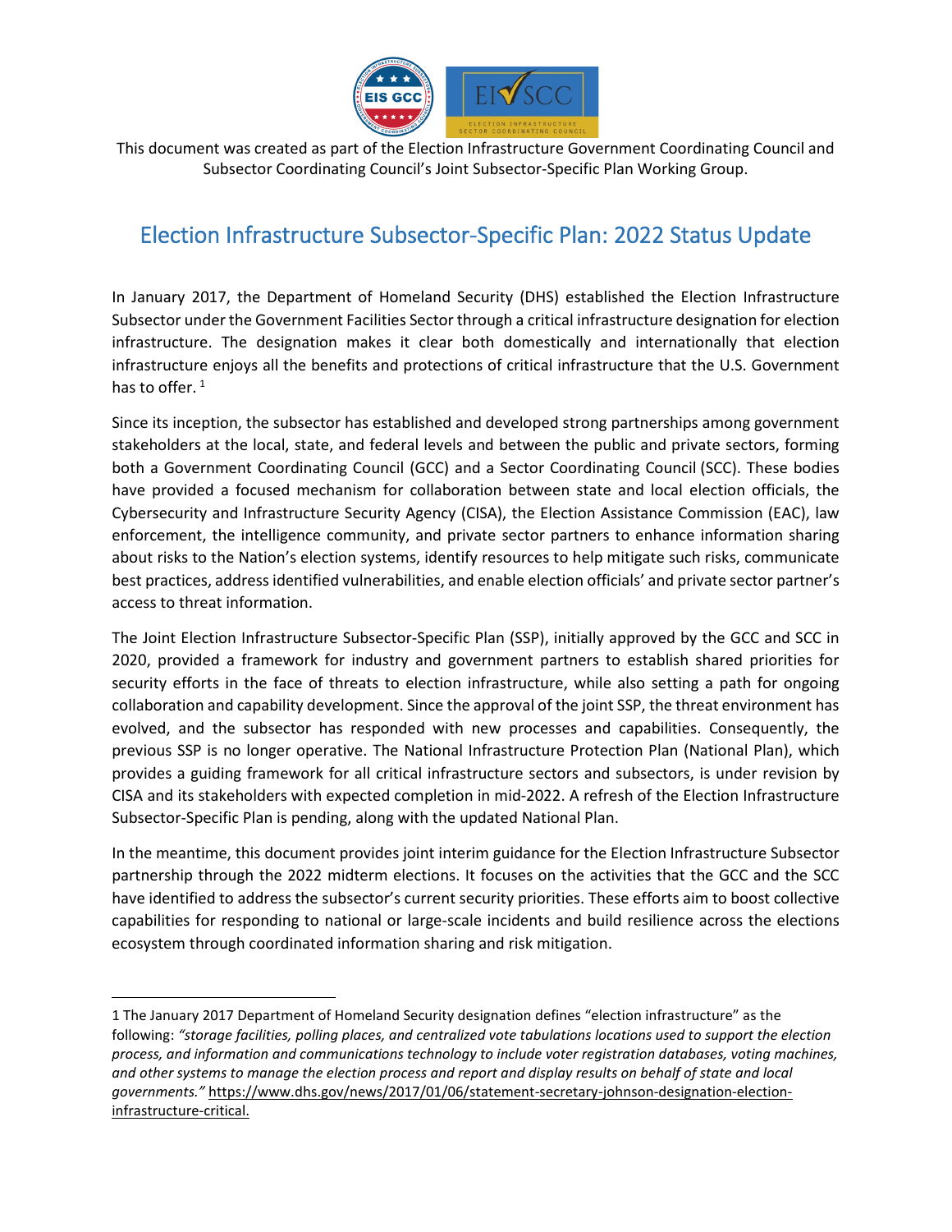This document was created as part of the Election Infrastructure Government Coordinating Council and Subsector Coordinating Council's Joint Subsector-Specific Plan Working Group.

# Election Infrastructure Subsector-Specific Plan: 2022 Status Update

In January 2017, the Department of Homeland Security (DHS) established the Election Infrastructure Subsector under the Government Facilities Sector through a critical infrastructure designation for election infrastructure. The designation makes it clear both domestically and internationally that election infrastructure enjoys all the benefits and protections of critical infrastructure that the U.S. Government has to offer. [1]

Since its inception, the subsector has established and developed strong partnerships among government stakeholders at the local, state, and federal levels and between the public and private sectors, forming both a Government Coordinating Council (GCC) and a Sector Coordinating Council (SCC). These bodies have provided a focused mechanism for collaboration between state and local election officials, the Cybersecurity and Infrastructure Security Agency (CISA), the Election Assistance Commission (EAC), law enforcement, the intelligence community, and private sector partners to enhance information sharing about risks to the Nation's election systems, identify resources to help mitigate such risks, communicate best practices, address identified vulnerabilities, and enable election officials' and private sector partner's access to threat information.

The Joint Election Infrastructure Subsector-Specific Plan (SSP), initially approved by the GCC and SCC in 2020, provided a framework for industry and government partners to establish shared priorities for security efforts in the face of threats to election infrastructure, while also setting a path for ongoing collaboration and capability development. Since the approval of the joint SSP, the threat environment has evolved, and the subsector has responded with new processes and capabilities. Consequently, the previous SSP is no longer operative. The National Infrastructure Protection Plan (National Plan), which provides a guiding framework for all critical infrastructure sectors and subsectors, is under revision by CISA and its stakeholders with expected completion in mid-2022. A refresh of the Election Infrastructure Subsector-Specific Plan is pending, along with the updated National Plan.

In the meantime, this document provides joint interim guidance for the Election Infrastructure Subsector partnership through the 2022 midterm elections. It focuses on the activities that the GCC and the SCC have identified to address the subsector's current security priorities. These efforts aim to boost collective capabilities for responding to national or large-scale incidents and build resilience across the elections ecosystem through coordinated information sharing and risk mitigation.

---

1 The January 2017 Department of Homeland Security designation defines "election infrastructure" as the following: *"storage facilities, polling places, and centralized vote tabulations locations used to support the election process, and information and communications technology to include voter registration databases, voting machines, and other systems to manage the election process and report and display results on behalf of state and local governments."* https://www.dhs.gov/news/2017/01/06/statement-secretary-johnson-designation-election-infrastructure-critical.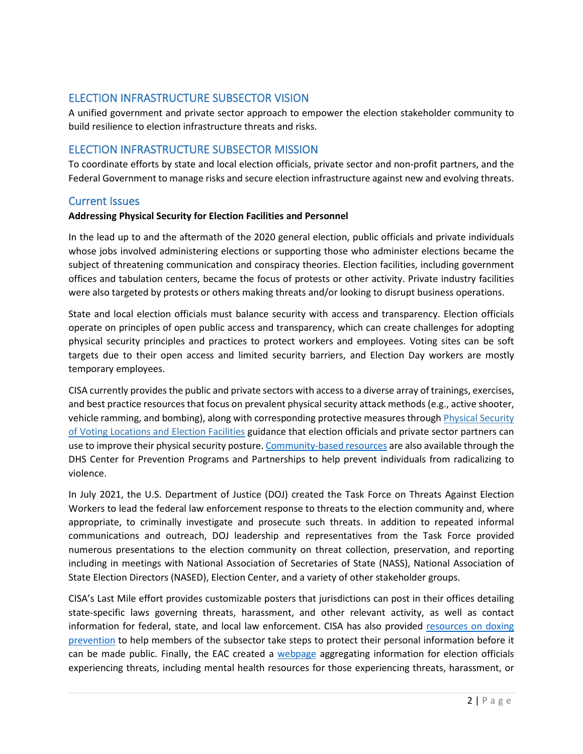## ELECTION INFRASTRUCTURE SUBSECTOR VISION

A unified government and private sector approach to empower the election stakeholder community to build resilience to election infrastructure threats and risks.

## ELECTION INFRASTRUCTURE SUBSECTOR MISSION

To coordinate efforts by state and local election officials, private sector and non-profit partners, and the Federal Government to manage risks and secure election infrastructure against new and evolving threats.

## Current Issues

**Addressing Physical Security for Election Facilities and Personnel**

In the lead up to and the aftermath of the 2020 general election, public officials and private individuals whose jobs involved administering elections or supporting those who administer elections became the subject of threatening communication and conspiracy theories. Election facilities, including government offices and tabulation centers, became the focus of protests or other activity. Private industry facilities were also targeted by protests or others making threats and/or looking to disrupt business operations.

State and local election officials must balance security with access and transparency. Election officials operate on principles of open public access and transparency, which can create challenges for adopting physical security principles and practices to protect workers and employees. Voting sites can be soft targets due to their open access and limited security barriers, and Election Day workers are mostly temporary employees.

CISA currently provides the public and private sectors with access to a diverse array of trainings, exercises, and best practice resources that focus on prevalent physical security attack methods (e.g., active shooter, vehicle ramming, and bombing), along with corresponding protective measures through Physical Security of Voting Locations and Election Facilities guidance that election officials and private sector partners can use to improve their physical security posture. Community-based resources are also available through the DHS Center for Prevention Programs and Partnerships to help prevent individuals from radicalizing to violence.

In July 2021, the U.S. Department of Justice (DOJ) created the Task Force on Threats Against Election Workers to lead the federal law enforcement response to threats to the election community and, where appropriate, to criminally investigate and prosecute such threats. In addition to repeated informal communications and outreach, DOJ leadership and representatives from the Task Force provided numerous presentations to the election community on threat collection, preservation, and reporting including in meetings with National Association of Secretaries of State (NASS), National Association of State Election Directors (NASED), Election Center, and a variety of other stakeholder groups.

CISA's Last Mile effort provides customizable posters that jurisdictions can post in their offices detailing state-specific laws governing threats, harassment, and other relevant activity, as well as contact information for federal, state, and local law enforcement. CISA has also provided resources on doxing prevention to help members of the subsector take steps to protect their personal information before it can be made public. Finally, the EAC created a webpage aggregating information for election officials experiencing threats, including mental health resources for those experiencing threats, harassment, or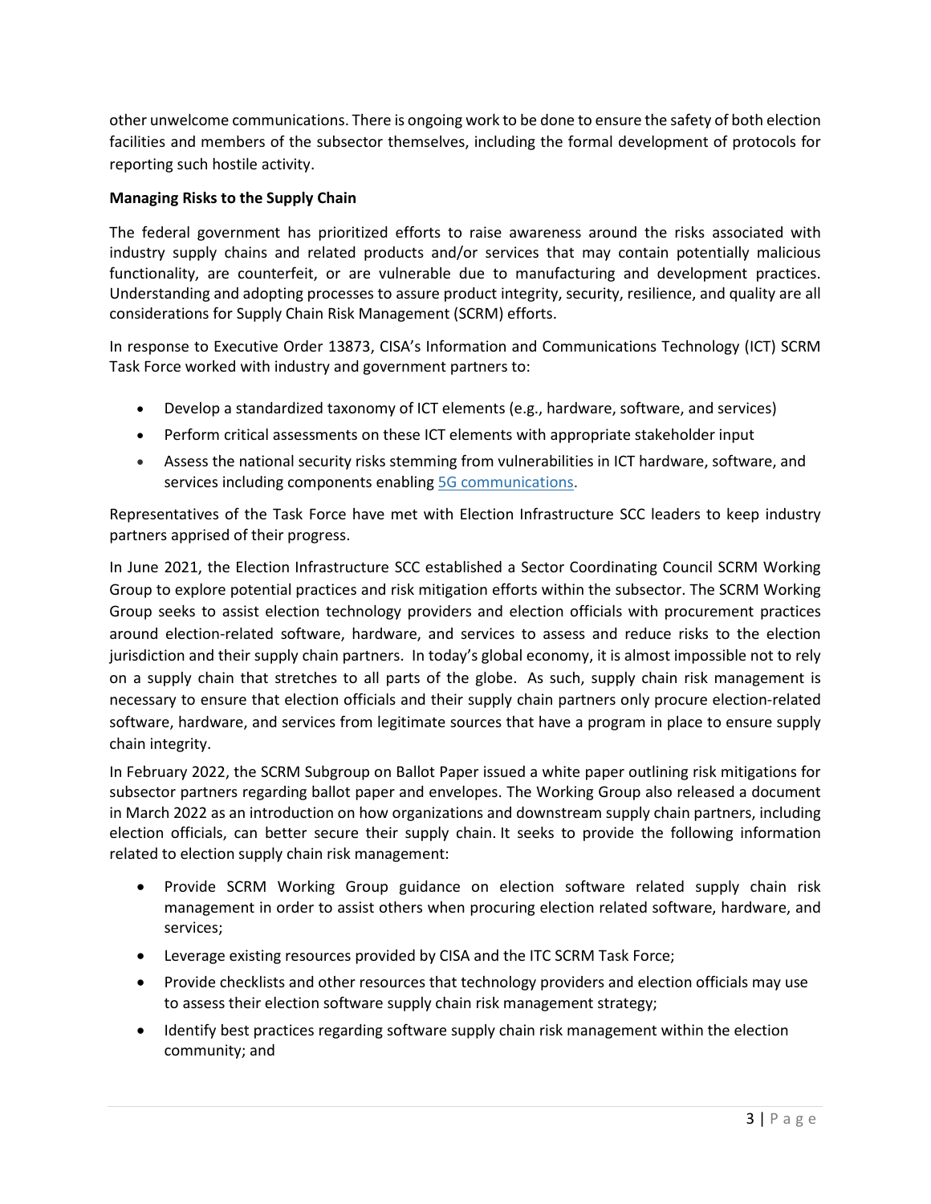other unwelcome communications. There is ongoing work to be done to ensure the safety of both election facilities and members of the subsector themselves, including the formal development of protocols for reporting such hostile activity.

**Managing Risks to the Supply Chain**

The federal government has prioritized efforts to raise awareness around the risks associated with industry supply chains and related products and/or services that may contain potentially malicious functionality, are counterfeit, or are vulnerable due to manufacturing and development practices. Understanding and adopting processes to assure product integrity, security, resilience, and quality are all considerations for Supply Chain Risk Management (SCRM) efforts.

In response to Executive Order 13873, CISA's Information and Communications Technology (ICT) SCRM Task Force worked with industry and government partners to:

- Develop a standardized taxonomy of ICT elements (e.g., hardware, software, and services)
- Perform critical assessments on these ICT elements with appropriate stakeholder input
- Assess the national security risks stemming from vulnerabilities in ICT hardware, software, and services including components enabling 5G communications.

Representatives of the Task Force have met with Election Infrastructure SCC leaders to keep industry partners apprised of their progress.

In June 2021, the Election Infrastructure SCC established a Sector Coordinating Council SCRM Working Group to explore potential practices and risk mitigation efforts within the subsector. The SCRM Working Group seeks to assist election technology providers and election officials with procurement practices around election-related software, hardware, and services to assess and reduce risks to the election jurisdiction and their supply chain partners. In today's global economy, it is almost impossible not to rely on a supply chain that stretches to all parts of the globe. As such, supply chain risk management is necessary to ensure that election officials and their supply chain partners only procure election-related software, hardware, and services from legitimate sources that have a program in place to ensure supply chain integrity.

In February 2022, the SCRM Subgroup on Ballot Paper issued a white paper outlining risk mitigations for subsector partners regarding ballot paper and envelopes. The Working Group also released a document in March 2022 as an introduction on how organizations and downstream supply chain partners, including election officials, can better secure their supply chain. It seeks to provide the following information related to election supply chain risk management:

- Provide SCRM Working Group guidance on election software related supply chain risk management in order to assist others when procuring election related software, hardware, and services;
- Leverage existing resources provided by CISA and the ITC SCRM Task Force;
- Provide checklists and other resources that technology providers and election officials may use to assess their election software supply chain risk management strategy;
- Identify best practices regarding software supply chain risk management within the election community; and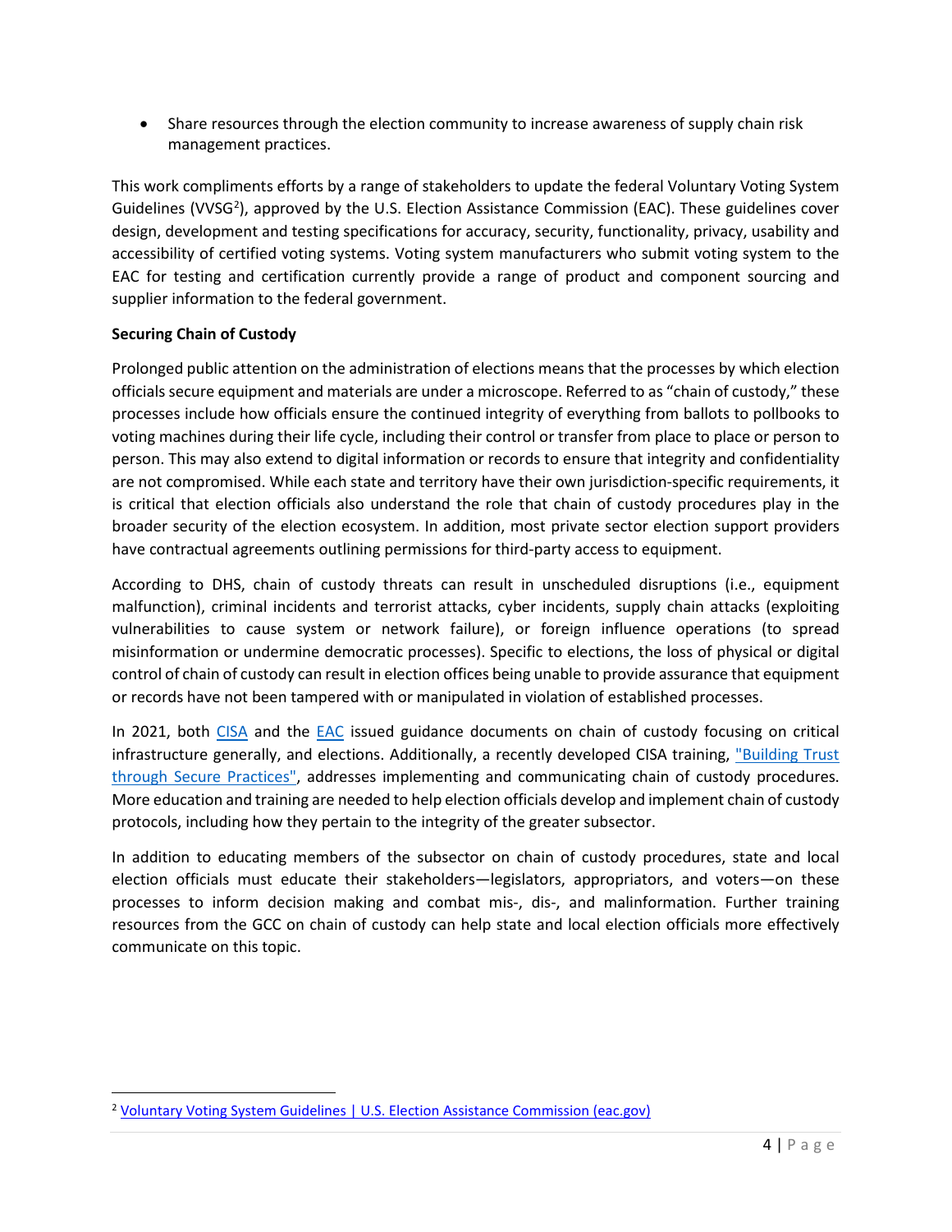- Share resources through the election community to increase awareness of supply chain risk management practices.

This work compliments efforts by a range of stakeholders to update the federal Voluntary Voting System Guidelines (VVSG[2]), approved by the U.S. Election Assistance Commission (EAC). These guidelines cover design, development and testing specifications for accuracy, security, functionality, privacy, usability and accessibility of certified voting systems. Voting system manufacturers who submit voting system to the EAC for testing and certification currently provide a range of product and component sourcing and supplier information to the federal government.

**Securing Chain of Custody**

Prolonged public attention on the administration of elections means that the processes by which election officials secure equipment and materials are under a microscope. Referred to as "chain of custody," these processes include how officials ensure the continued integrity of everything from ballots to pollbooks to voting machines during their life cycle, including their control or transfer from place to place or person to person. This may also extend to digital information or records to ensure that integrity and confidentiality are not compromised. While each state and territory have their own jurisdiction-specific requirements, it is critical that election officials also understand the role that chain of custody procedures play in the broader security of the election ecosystem. In addition, most private sector election support providers have contractual agreements outlining permissions for third-party access to equipment.

According to DHS, chain of custody threats can result in unscheduled disruptions (i.e., equipment malfunction), criminal incidents and terrorist attacks, cyber incidents, supply chain attacks (exploiting vulnerabilities to cause system or network failure), or foreign influence operations (to spread misinformation or undermine democratic processes). Specific to elections, the loss of physical or digital control of chain of custody can result in election offices being unable to provide assurance that equipment or records have not been tampered with or manipulated in violation of established processes.

In 2021, both CISA and the EAC issued guidance documents on chain of custody focusing on critical infrastructure generally, and elections. Additionally, a recently developed CISA training, "Building Trust through Secure Practices", addresses implementing and communicating chain of custody procedures. More education and training are needed to help election officials develop and implement chain of custody protocols, including how they pertain to the integrity of the greater subsector.

In addition to educating members of the subsector on chain of custody procedures, state and local election officials must educate their stakeholders—legislators, appropriators, and voters—on these processes to inform decision making and combat mis-, dis-, and malinformation. Further training resources from the GCC on chain of custody can help state and local election officials more effectively communicate on this topic.

[2] Voluntary Voting System Guidelines | U.S. Election Assistance Commission (eac.gov)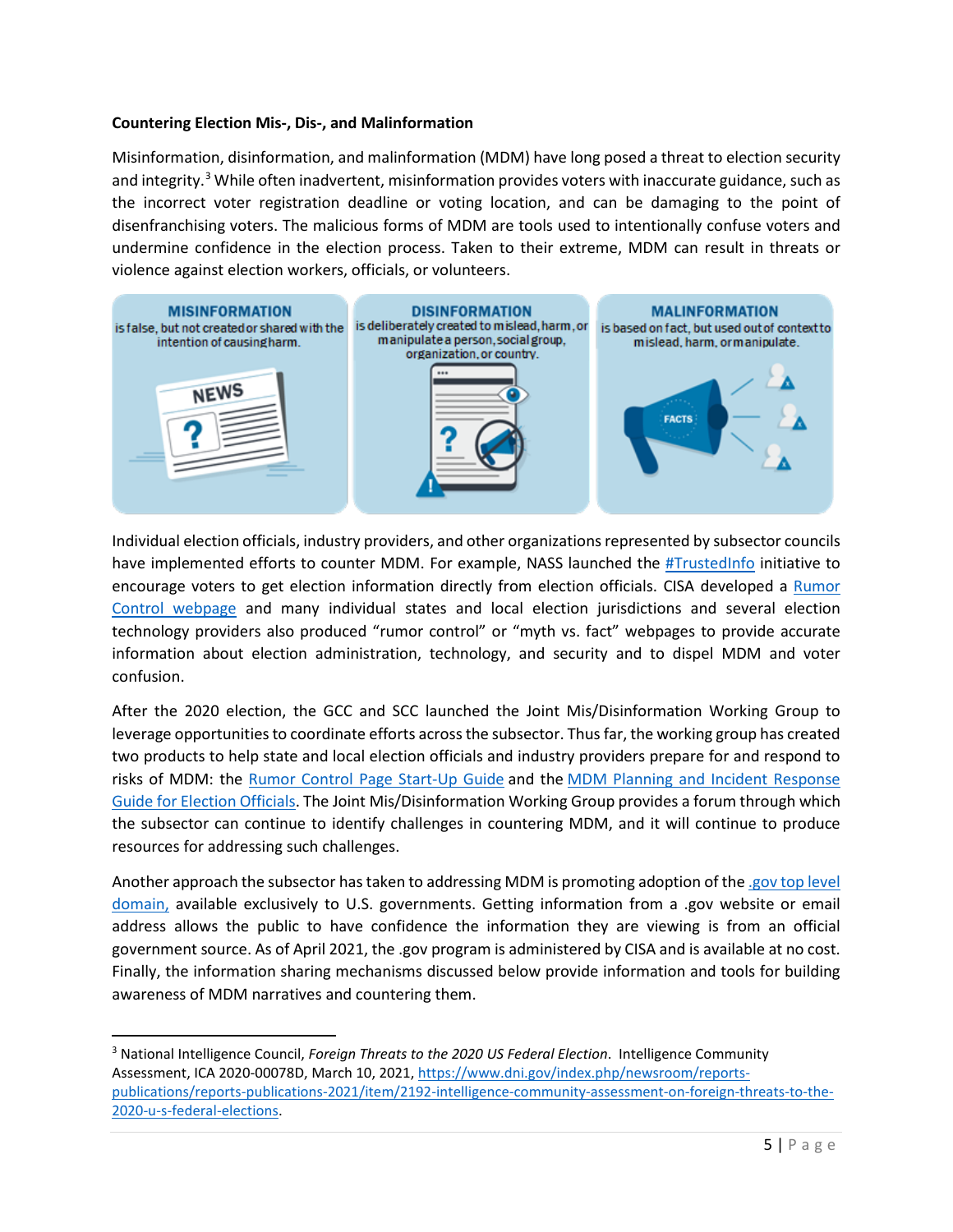**Countering Election Mis-, Dis-, and Malinformation**

Misinformation, disinformation, and malinformation (MDM) have long posed a threat to election security and integrity.[3] While often inadvertent, misinformation provides voters with inaccurate guidance, such as the incorrect voter registration deadline or voting location, and can be damaging to the point of disenfranchising voters. The malicious forms of MDM are tools used to intentionally confuse voters and undermine confidence in the election process. Taken to their extreme, MDM can result in threats or violence against election workers, officials, or volunteers.

**MISINFORMATION** is false, but not created or shared with the intention of causing harm.

**DISINFORMATION** is deliberately created to mislead, harm, or manipulate a person, social group, organization, or country.

**MALINFORMATION** is based on fact, but used out of context to mislead, harm, or manipulate.

Individual election officials, industry providers, and other organizations represented by subsector councils have implemented efforts to counter MDM. For example, NASS launched the #TrustedInfo initiative to encourage voters to get election information directly from election officials. CISA developed a Rumor Control webpage and many individual states and local election jurisdictions and several election technology providers also produced "rumor control" or "myth vs. fact" webpages to provide accurate information about election administration, technology, and security and to dispel MDM and voter confusion.

After the 2020 election, the GCC and SCC launched the Joint Mis/Disinformation Working Group to leverage opportunities to coordinate efforts across the subsector. Thus far, the working group has created two products to help state and local election officials and industry providers prepare for and respond to risks of MDM: the Rumor Control Page Start-Up Guide and the MDM Planning and Incident Response Guide for Election Officials. The Joint Mis/Disinformation Working Group provides a forum through which the subsector can continue to identify challenges in countering MDM, and it will continue to produce resources for addressing such challenges.

Another approach the subsector has taken to addressing MDM is promoting adoption of the .gov top level domain, available exclusively to U.S. governments. Getting information from a .gov website or email address allows the public to have confidence the information they are viewing is from an official government source. As of April 2021, the .gov program is administered by CISA and is available at no cost. Finally, the information sharing mechanisms discussed below provide information and tools for building awareness of MDM narratives and countering them.

---

[3] National Intelligence Council, *Foreign Threats to the 2020 US Federal Election*. Intelligence Community Assessment, ICA 2020-00078D, March 10, 2021, https://www.dni.gov/index.php/newsroom/reports-publications/reports-publications-2021/item/2192-intelligence-community-assessment-on-foreign-threats-to-the-2020-u-s-federal-elections.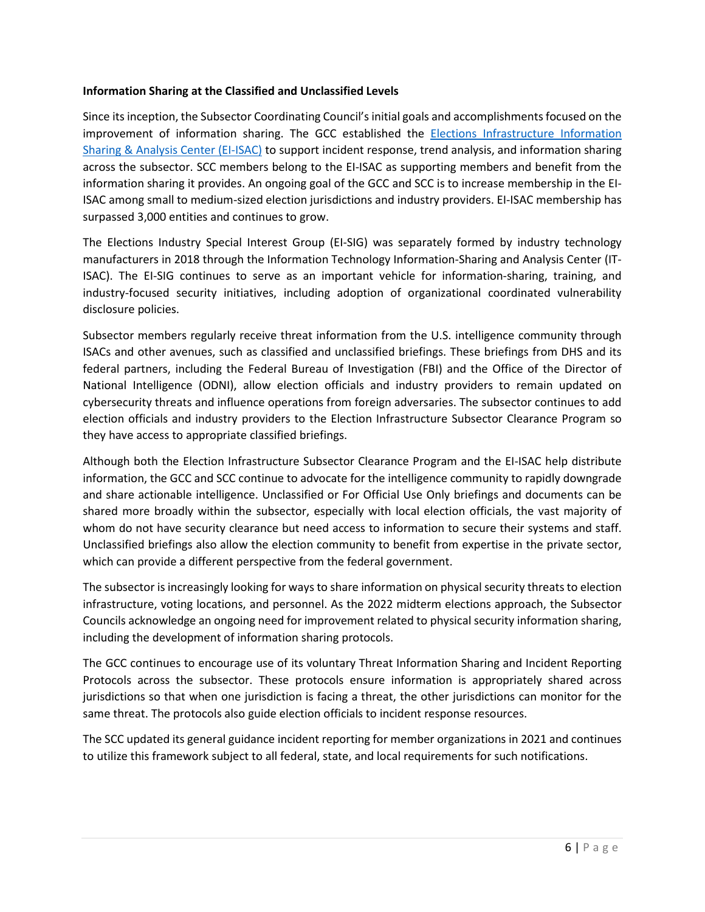**Information Sharing at the Classified and Unclassified Levels**

Since its inception, the Subsector Coordinating Council's initial goals and accomplishments focused on the improvement of information sharing. The GCC established the [Elections Infrastructure Information Sharing & Analysis Center (EI-ISAC)]() to support incident response, trend analysis, and information sharing across the subsector. SCC members belong to the EI-ISAC as supporting members and benefit from the information sharing it provides. An ongoing goal of the GCC and SCC is to increase membership in the EI-ISAC among small to medium-sized election jurisdictions and industry providers. EI-ISAC membership has surpassed 3,000 entities and continues to grow.

The Elections Industry Special Interest Group (EI-SIG) was separately formed by industry technology manufacturers in 2018 through the Information Technology Information-Sharing and Analysis Center (IT-ISAC). The EI-SIG continues to serve as an important vehicle for information-sharing, training, and industry-focused security initiatives, including adoption of organizational coordinated vulnerability disclosure policies.

Subsector members regularly receive threat information from the U.S. intelligence community through ISACs and other avenues, such as classified and unclassified briefings. These briefings from DHS and its federal partners, including the Federal Bureau of Investigation (FBI) and the Office of the Director of National Intelligence (ODNI), allow election officials and industry providers to remain updated on cybersecurity threats and influence operations from foreign adversaries. The subsector continues to add election officials and industry providers to the Election Infrastructure Subsector Clearance Program so they have access to appropriate classified briefings.

Although both the Election Infrastructure Subsector Clearance Program and the EI-ISAC help distribute information, the GCC and SCC continue to advocate for the intelligence community to rapidly downgrade and share actionable intelligence. Unclassified or For Official Use Only briefings and documents can be shared more broadly within the subsector, especially with local election officials, the vast majority of whom do not have security clearance but need access to information to secure their systems and staff. Unclassified briefings also allow the election community to benefit from expertise in the private sector, which can provide a different perspective from the federal government.

The subsector is increasingly looking for ways to share information on physical security threats to election infrastructure, voting locations, and personnel. As the 2022 midterm elections approach, the Subsector Councils acknowledge an ongoing need for improvement related to physical security information sharing, including the development of information sharing protocols.

The GCC continues to encourage use of its voluntary Threat Information Sharing and Incident Reporting Protocols across the subsector. These protocols ensure information is appropriately shared across jurisdictions so that when one jurisdiction is facing a threat, the other jurisdictions can monitor for the same threat. The protocols also guide election officials to incident response resources.

The SCC updated its general guidance incident reporting for member organizations in 2021 and continues to utilize this framework subject to all federal, state, and local requirements for such notifications.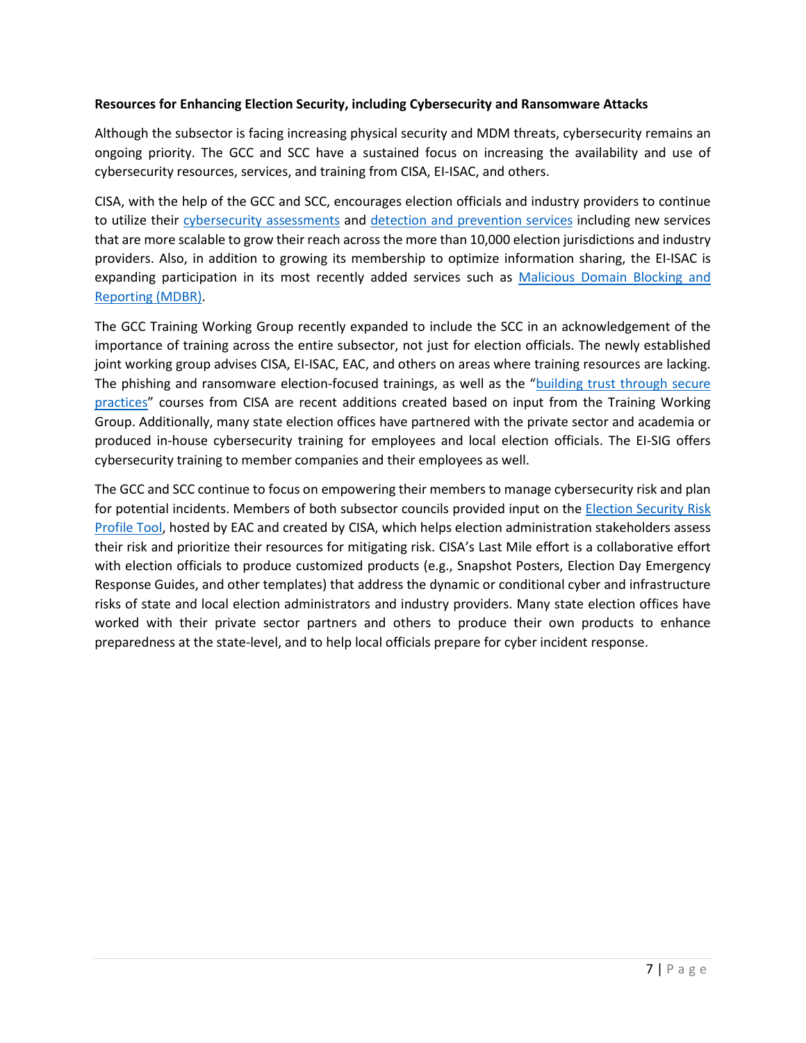**Resources for Enhancing Election Security, including Cybersecurity and Ransomware Attacks**

Although the subsector is facing increasing physical security and MDM threats, cybersecurity remains an ongoing priority. The GCC and SCC have a sustained focus on increasing the availability and use of cybersecurity resources, services, and training from CISA, EI-ISAC, and others.

CISA, with the help of the GCC and SCC, encourages election officials and industry providers to continue to utilize their cybersecurity assessments and detection and prevention services including new services that are more scalable to grow their reach across the more than 10,000 election jurisdictions and industry providers. Also, in addition to growing its membership to optimize information sharing, the EI-ISAC is expanding participation in its most recently added services such as Malicious Domain Blocking and Reporting (MDBR).

The GCC Training Working Group recently expanded to include the SCC in an acknowledgement of the importance of training across the entire subsector, not just for election officials. The newly established joint working group advises CISA, EI-ISAC, EAC, and others on areas where training resources are lacking. The phishing and ransomware election-focused trainings, as well as the "building trust through secure practices" courses from CISA are recent additions created based on input from the Training Working Group. Additionally, many state election offices have partnered with the private sector and academia or produced in-house cybersecurity training for employees and local election officials. The EI-SIG offers cybersecurity training to member companies and their employees as well.

The GCC and SCC continue to focus on empowering their members to manage cybersecurity risk and plan for potential incidents. Members of both subsector councils provided input on the Election Security Risk Profile Tool, hosted by EAC and created by CISA, which helps election administration stakeholders assess their risk and prioritize their resources for mitigating risk. CISA's Last Mile effort is a collaborative effort with election officials to produce customized products (e.g., Snapshot Posters, Election Day Emergency Response Guides, and other templates) that address the dynamic or conditional cyber and infrastructure risks of state and local election administrators and industry providers. Many state election offices have worked with their private sector partners and others to produce their own products to enhance preparedness at the state-level, and to help local officials prepare for cyber incident response.